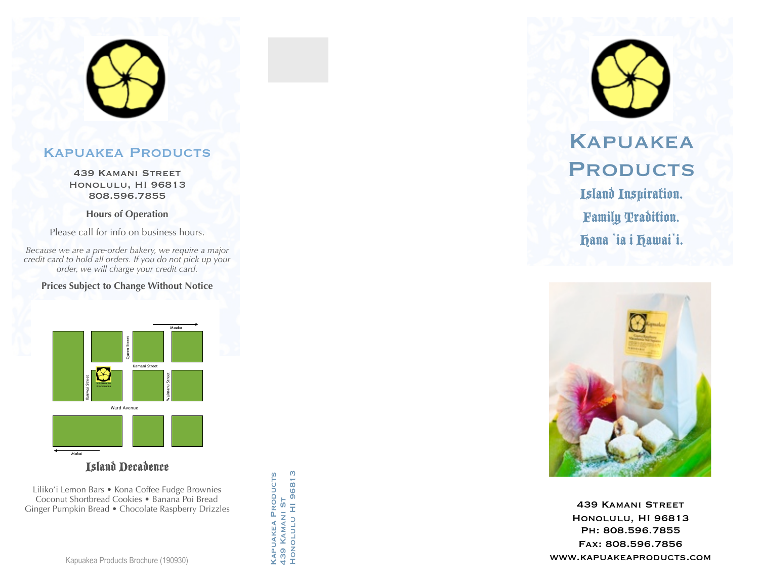## Kapuakea Products

439 Kamani Street
Honolulu, HI 96813
808.596.7855

**Hours of Operation**

Please call for info on business hours.

*Because we are a pre-order bakery, we require a major credit card to hold all orders. If you do not pick up your order, we will charge your credit card.*

**Prices Subject to Change Without Notice**

Mauka

Queen Street

Kamani Street

Ilaniwai Street

Kapuakea Products

Waimanu Street

Ward Avenue

Makai

## Island Decadence

Liliko'i Lemon Bars • Kona Coffee Fudge Brownies
Coconut Shortbread Cookies • Banana Poi Bread
Ginger Pumpkin Bread • Chocolate Raspberry Drizzles

Kapuakea Products Brochure (190930)

Kapuakea Products
439 Kamani St
Honolulu HI 96813

# Kapuakea Products

Island Inspiration.
Family Tradition.
Hana 'ia i Hawai'i.

439 Kamani Street
Honolulu, HI 96813
Ph: 808.596.7855
Fax: 808.596.7856
www.kapuakeaproducts.com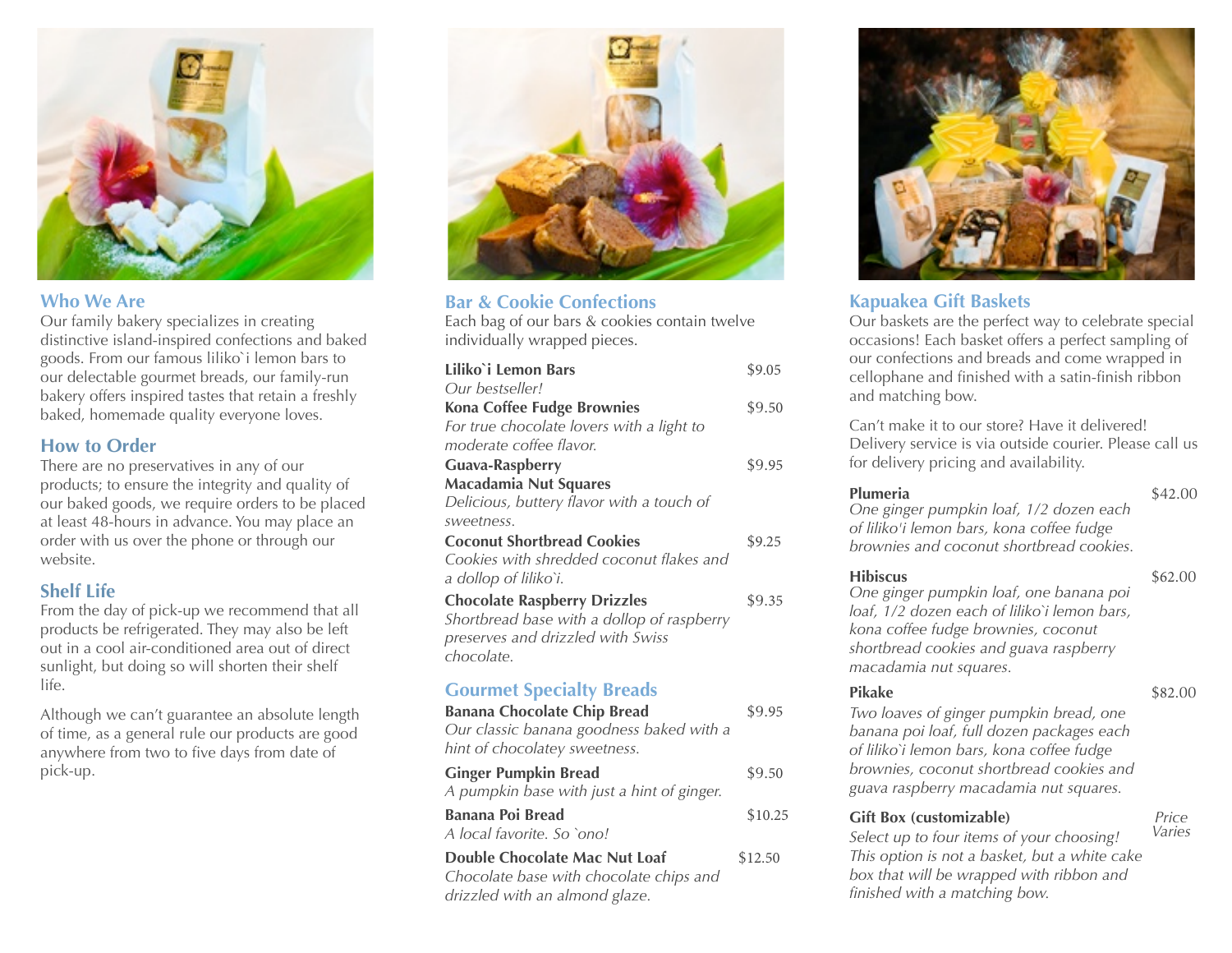## Who We Are

Our family bakery specializes in creating distinctive island-inspired confections and baked goods. From our famous liliko`i lemon bars to our delectable gourmet breads, our family-run bakery offers inspired tastes that retain a freshly baked, homemade quality everyone loves.

## How to Order

There are no preservatives in any of our products; to ensure the integrity and quality of our baked goods, we require orders to be placed at least 48-hours in advance. You may place an order with us over the phone or through our website.

## Shelf Life

From the day of pick-up we recommend that all products be refrigerated. They may also be left out in a cool air-conditioned area out of direct sunlight, but doing so will shorten their shelf life.

Although we can't guarantee an absolute length of time, as a general rule our products are good anywhere from two to five days from date of pick-up.

## Bar & Cookie Confections

Each bag of our bars & cookies contain twelve individually wrapped pieces.

**Liliko`i Lemon Bars** — $9.05
*Our bestseller!*

**Kona Coffee Fudge Brownies** — $9.50
*For true chocolate lovers with a light to moderate coffee flavor.*

**Guava-Raspberry Macadamia Nut Squares** — $9.95
*Delicious, buttery flavor with a touch of sweetness.*

**Coconut Shortbread Cookies** — $9.25
*Cookies with shredded coconut flakes and a dollop of liliko`i.*

**Chocolate Raspberry Drizzles** — $9.35
*Shortbread base with a dollop of raspberry preserves and drizzled with Swiss chocolate.*

## Gourmet Specialty Breads

**Banana Chocolate Chip Bread** — $9.95
*Our classic banana goodness baked with a hint of chocolatey sweetness.*

**Ginger Pumpkin Bread** — $9.50
*A pumpkin base with just a hint of ginger.*

**Banana Poi Bread** — $10.25
*A local favorite. So `ono!*

**Double Chocolate Mac Nut Loaf** — $12.50
*Chocolate base with chocolate chips and drizzled with an almond glaze.*

## Kapuakea Gift Baskets

Our baskets are the perfect way to celebrate special occasions! Each basket offers a perfect sampling of our confections and breads and come wrapped in cellophane and finished with a satin-finish ribbon and matching bow.

Can't make it to our store? Have it delivered! Delivery service is via outside courier. Please call us for delivery pricing and availability.

**Plumeria** — $42.00
*One ginger pumpkin loaf, 1/2 dozen each of liliko'i lemon bars, kona coffee fudge brownies and coconut shortbread cookies.*

**Hibiscus** — $62.00
*One ginger pumpkin loaf, one banana poi loaf, 1/2 dozen each of liliko`i lemon bars, kona coffee fudge brownies, coconut shortbread cookies and guava raspberry macadamia nut squares.*

**Pikake** — $82.00
*Two loaves of ginger pumpkin bread, one banana poi loaf, full dozen packages each of liliko`i lemon bars, kona coffee fudge brownies, coconut shortbread cookies and guava raspberry macadamia nut squares.*

**Gift Box (customizable)** — *Price Varies*
*Select up to four items of your choosing! This option is not a basket, but a white cake box that will be wrapped with ribbon and finished with a matching bow.*